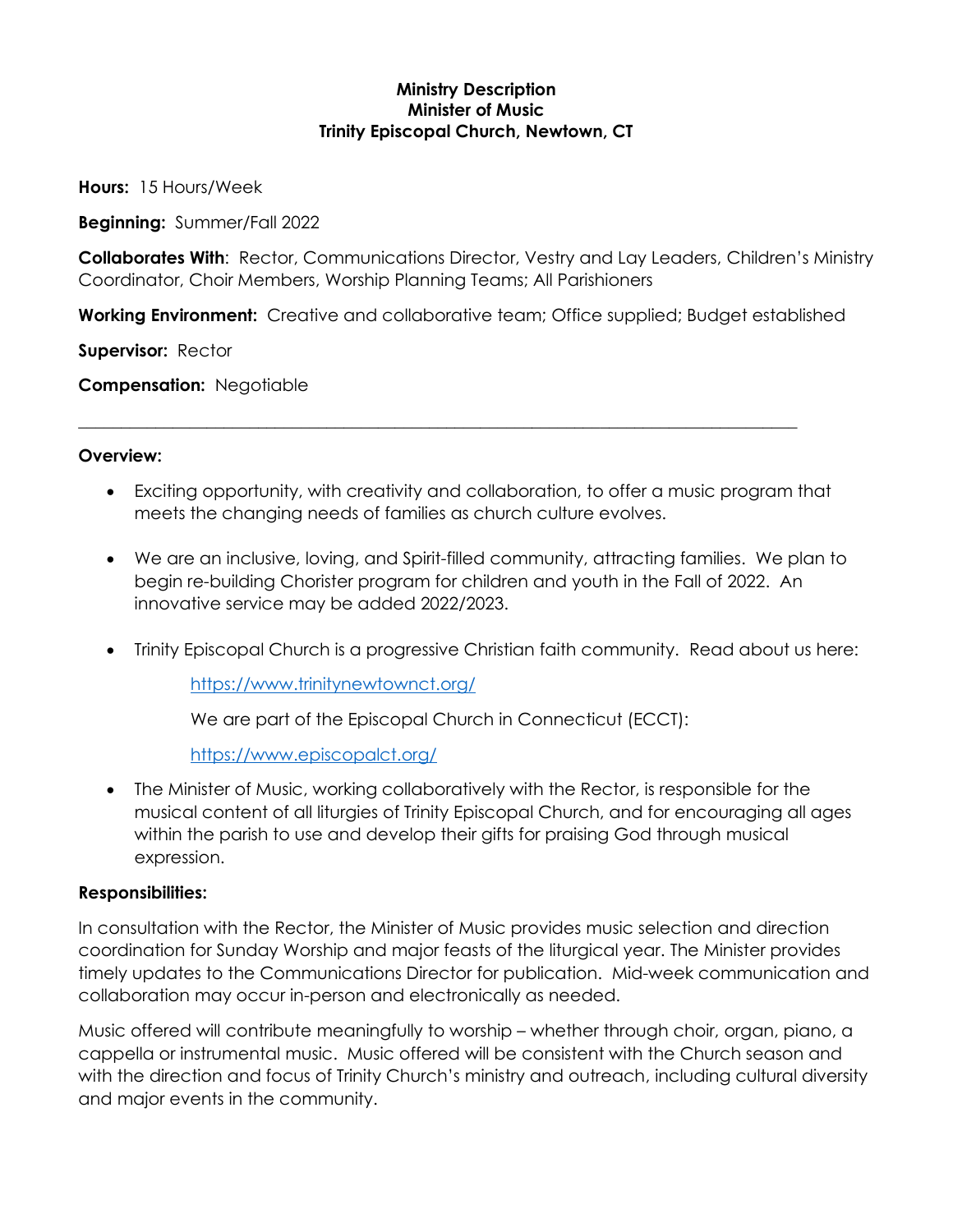**Ministry Description**
**Minister of Music**
**Trinity Episcopal Church, Newtown, CT**

**Hours:** 15 Hours/Week

**Beginning:** Summer/Fall 2022

**Collaborates With**: Rector, Communications Director, Vestry and Lay Leaders, Children's Ministry Coordinator, Choir Members, Worship Planning Teams; All Parishioners

**Working Environment:** Creative and collaborative team; Office supplied; Budget established

**Supervisor:** Rector

**Compensation:** Negotiable

---

**Overview:**

- Exciting opportunity, with creativity and collaboration, to offer a music program that meets the changing needs of families as church culture evolves.

- We are an inclusive, loving, and Spirit-filled community, attracting families. We plan to begin re-building Chorister program for children and youth in the Fall of 2022. An innovative service may be added 2022/2023.

- Trinity Episcopal Church is a progressive Christian faith community. Read about us here:

  https://www.trinitynewtownct.org/

  We are part of the Episcopal Church in Connecticut (ECCT):

  https://www.episcopalct.org/

- The Minister of Music, working collaboratively with the Rector, is responsible for the musical content of all liturgies of Trinity Episcopal Church, and for encouraging all ages within the parish to use and develop their gifts for praising God through musical expression.

**Responsibilities:**

In consultation with the Rector, the Minister of Music provides music selection and direction coordination for Sunday Worship and major feasts of the liturgical year. The Minister provides timely updates to the Communications Director for publication. Mid-week communication and collaboration may occur in-person and electronically as needed.

Music offered will contribute meaningfully to worship – whether through choir, organ, piano, a cappella or instrumental music. Music offered will be consistent with the Church season and with the direction and focus of Trinity Church's ministry and outreach, including cultural diversity and major events in the community.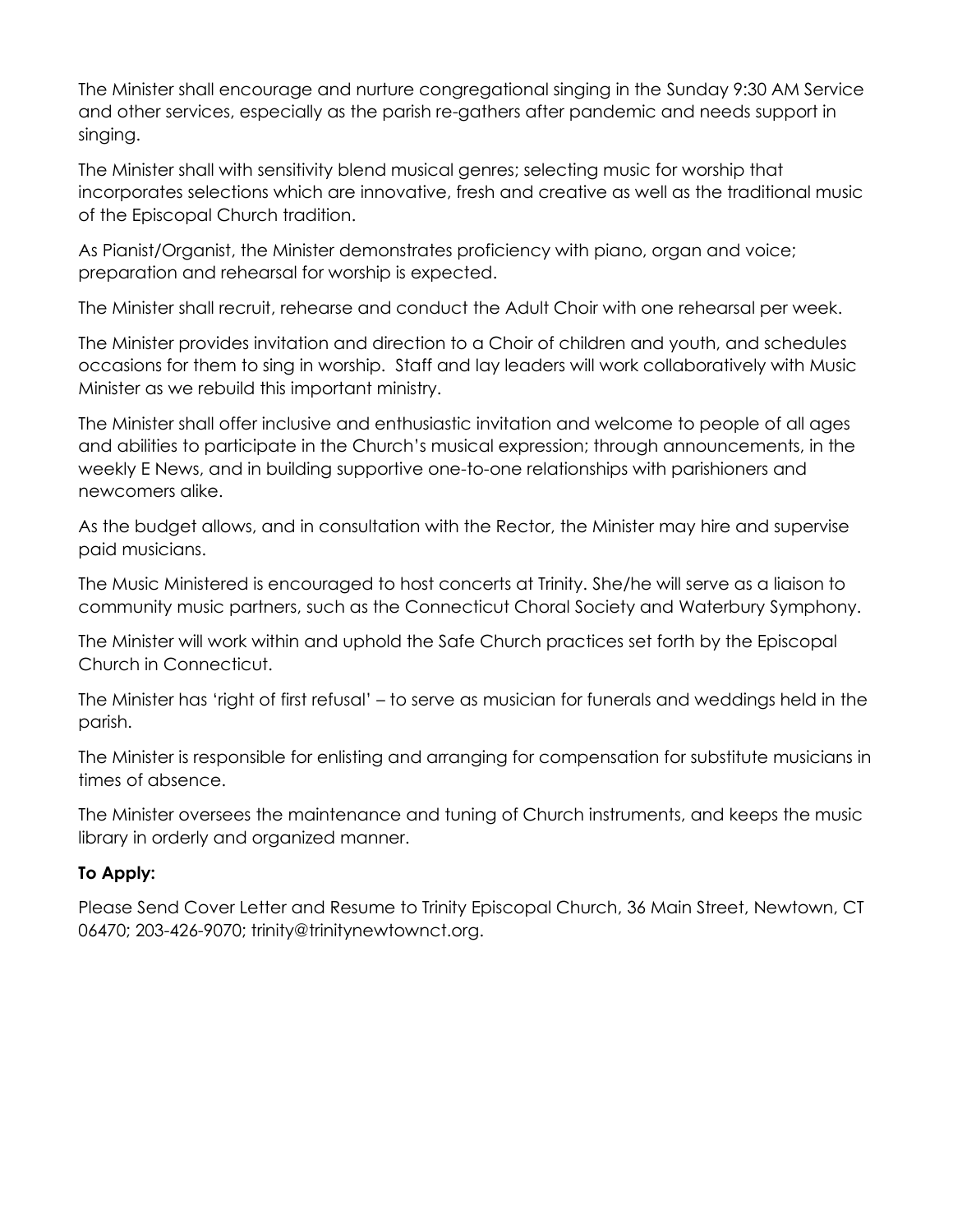The Minister shall encourage and nurture congregational singing in the Sunday 9:30 AM Service and other services, especially as the parish re-gathers after pandemic and needs support in singing.

The Minister shall with sensitivity blend musical genres; selecting music for worship that incorporates selections which are innovative, fresh and creative as well as the traditional music of the Episcopal Church tradition.

As Pianist/Organist, the Minister demonstrates proficiency with piano, organ and voice; preparation and rehearsal for worship is expected.

The Minister shall recruit, rehearse and conduct the Adult Choir with one rehearsal per week.

The Minister provides invitation and direction to a Choir of children and youth, and schedules occasions for them to sing in worship. Staff and lay leaders will work collaboratively with Music Minister as we rebuild this important ministry.

The Minister shall offer inclusive and enthusiastic invitation and welcome to people of all ages and abilities to participate in the Church's musical expression; through announcements, in the weekly E News, and in building supportive one-to-one relationships with parishioners and newcomers alike.

As the budget allows, and in consultation with the Rector, the Minister may hire and supervise paid musicians.

The Music Ministered is encouraged to host concerts at Trinity. She/he will serve as a liaison to community music partners, such as the Connecticut Choral Society and Waterbury Symphony.

The Minister will work within and uphold the Safe Church practices set forth by the Episcopal Church in Connecticut.

The Minister has 'right of first refusal' – to serve as musician for funerals and weddings held in the parish.

The Minister is responsible for enlisting and arranging for compensation for substitute musicians in times of absence.

The Minister oversees the maintenance and tuning of Church instruments, and keeps the music library in orderly and organized manner.

**To Apply:**

Please Send Cover Letter and Resume to Trinity Episcopal Church, 36 Main Street, Newtown, CT 06470; 203-426-9070; trinity@trinitynewtownct.org.